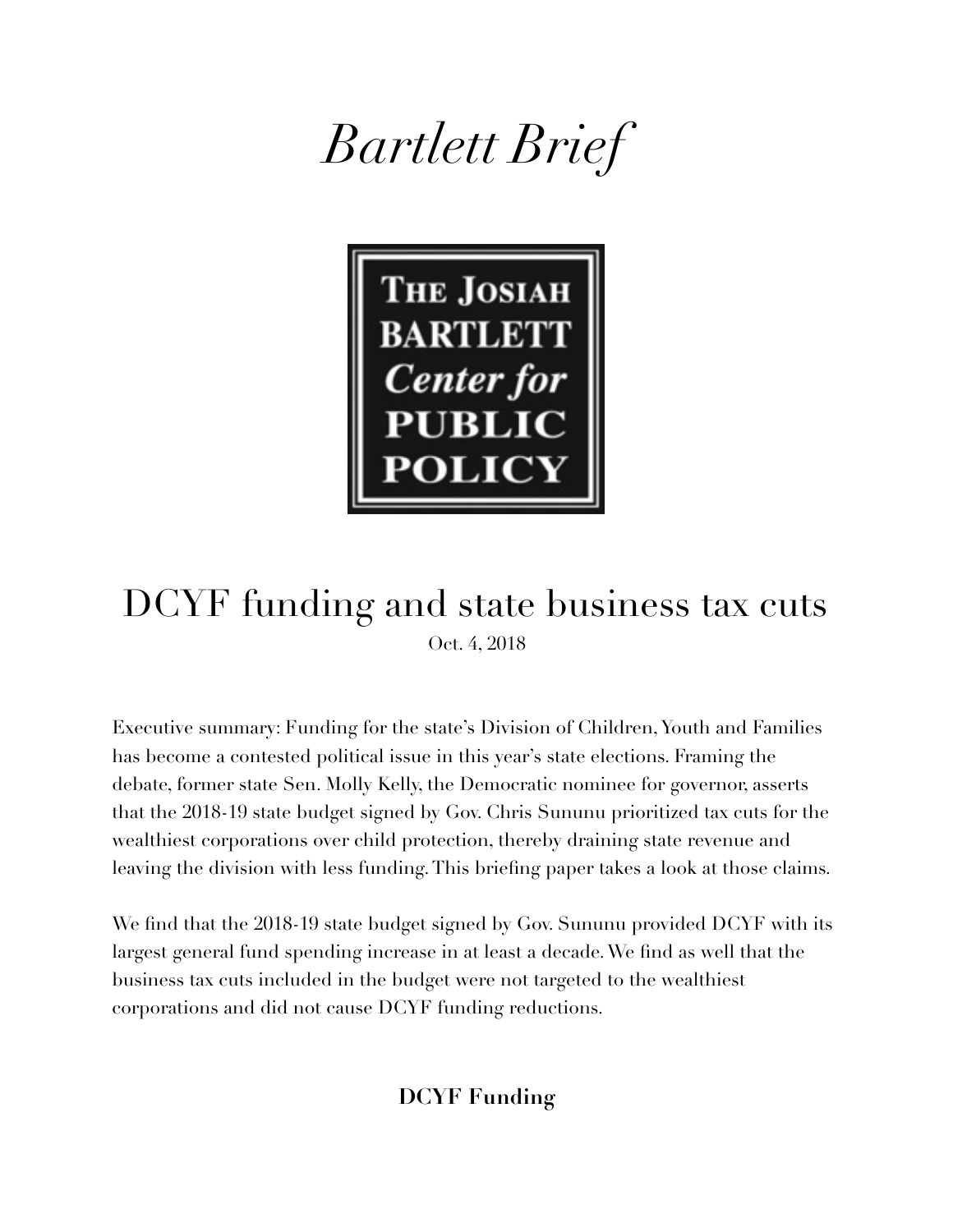# *Bartlett Brief*

THE JOSIAH BARTLETT *Center for* PUBLIC POLICY

## DCYF funding and state business tax cuts

Oct. 4, 2018

Executive summary: Funding for the state's Division of Children, Youth and Families has become a contested political issue in this year's state elections. Framing the debate, former state Sen. Molly Kelly, the Democratic nominee for governor, asserts that the 2018-19 state budget signed by Gov. Chris Sununu prioritized tax cuts for the wealthiest corporations over child protection, thereby draining state revenue and leaving the division with less funding. This briefing paper takes a look at those claims.

We find that the 2018-19 state budget signed by Gov. Sununu provided DCYF with its largest general fund spending increase in at least a decade. We find as well that the business tax cuts included in the budget were not targeted to the wealthiest corporations and did not cause DCYF funding reductions.

### DCYF Funding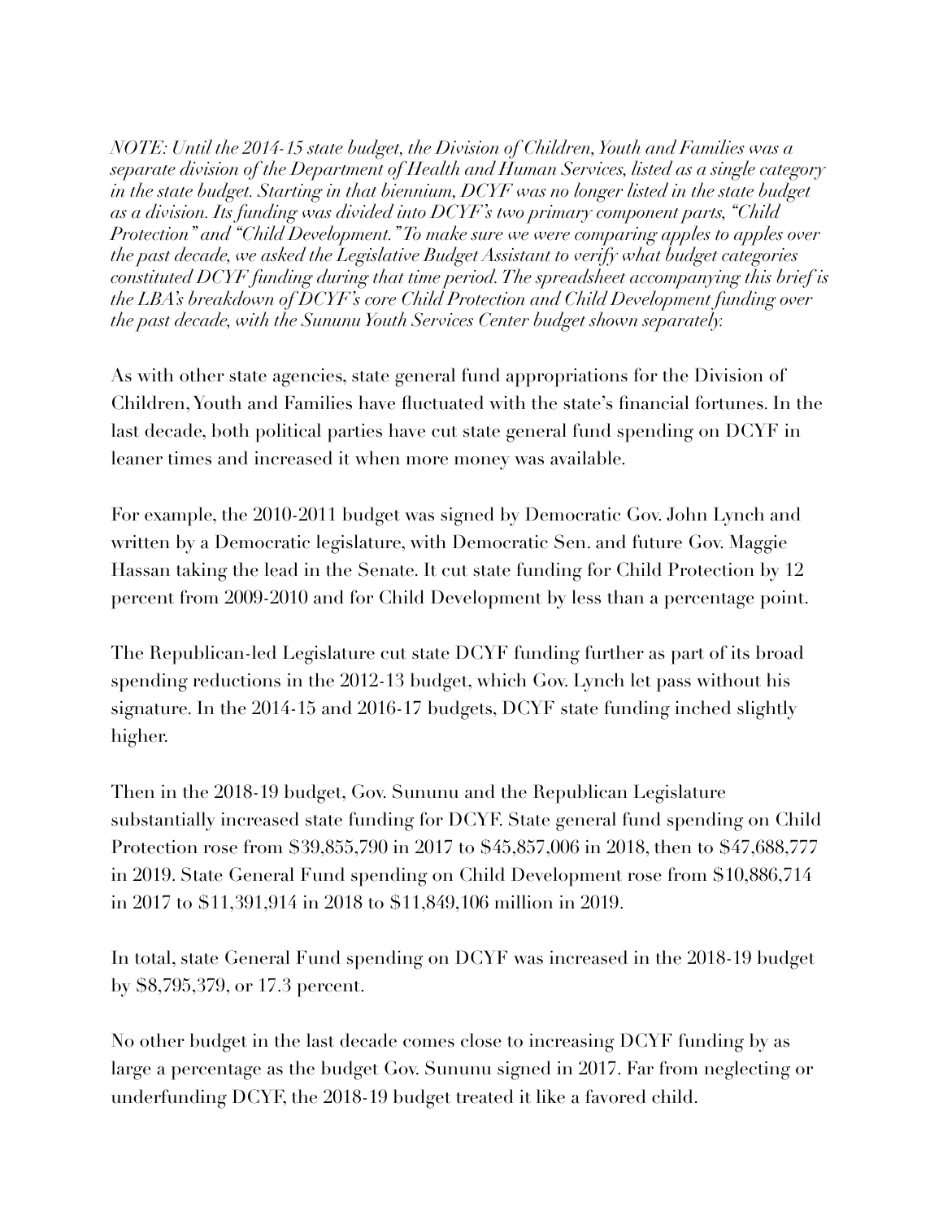*NOTE: Until the 2014-15 state budget, the Division of Children, Youth and Families was a separate division of the Department of Health and Human Services, listed as a single category in the state budget. Starting in that biennium, DCYF was no longer listed in the state budget as a division. Its funding was divided into DCYF's two primary component parts, "Child Protection" and "Child Development." To make sure we were comparing apples to apples over the past decade, we asked the Legislative Budget Assistant to verify what budget categories constituted DCYF funding during that time period. The spreadsheet accompanying this brief is the LBA's breakdown of DCYF's core Child Protection and Child Development funding over the past decade, with the Sununu Youth Services Center budget shown separately.*

As with other state agencies, state general fund appropriations for the Division of Children, Youth and Families have fluctuated with the state's financial fortunes. In the last decade, both political parties have cut state general fund spending on DCYF in leaner times and increased it when more money was available.

For example, the 2010-2011 budget was signed by Democratic Gov. John Lynch and written by a Democratic legislature, with Democratic Sen. and future Gov. Maggie Hassan taking the lead in the Senate. It cut state funding for Child Protection by 12 percent from 2009-2010 and for Child Development by less than a percentage point.

The Republican-led Legislature cut state DCYF funding further as part of its broad spending reductions in the 2012-13 budget, which Gov. Lynch let pass without his signature. In the 2014-15 and 2016-17 budgets, DCYF state funding inched slightly higher.

Then in the 2018-19 budget, Gov. Sununu and the Republican Legislature substantially increased state funding for DCYF. State general fund spending on Child Protection rose from $39,855,790 in 2017 to $45,857,006 in 2018, then to $47,688,777 in 2019. State General Fund spending on Child Development rose from $10,886,714 in 2017 to $11,391,914 in 2018 to $11,849,106 million in 2019.

In total, state General Fund spending on DCYF was increased in the 2018-19 budget by $8,795,379, or 17.3 percent.

No other budget in the last decade comes close to increasing DCYF funding by as large a percentage as the budget Gov. Sununu signed in 2017. Far from neglecting or underfunding DCYF, the 2018-19 budget treated it like a favored child.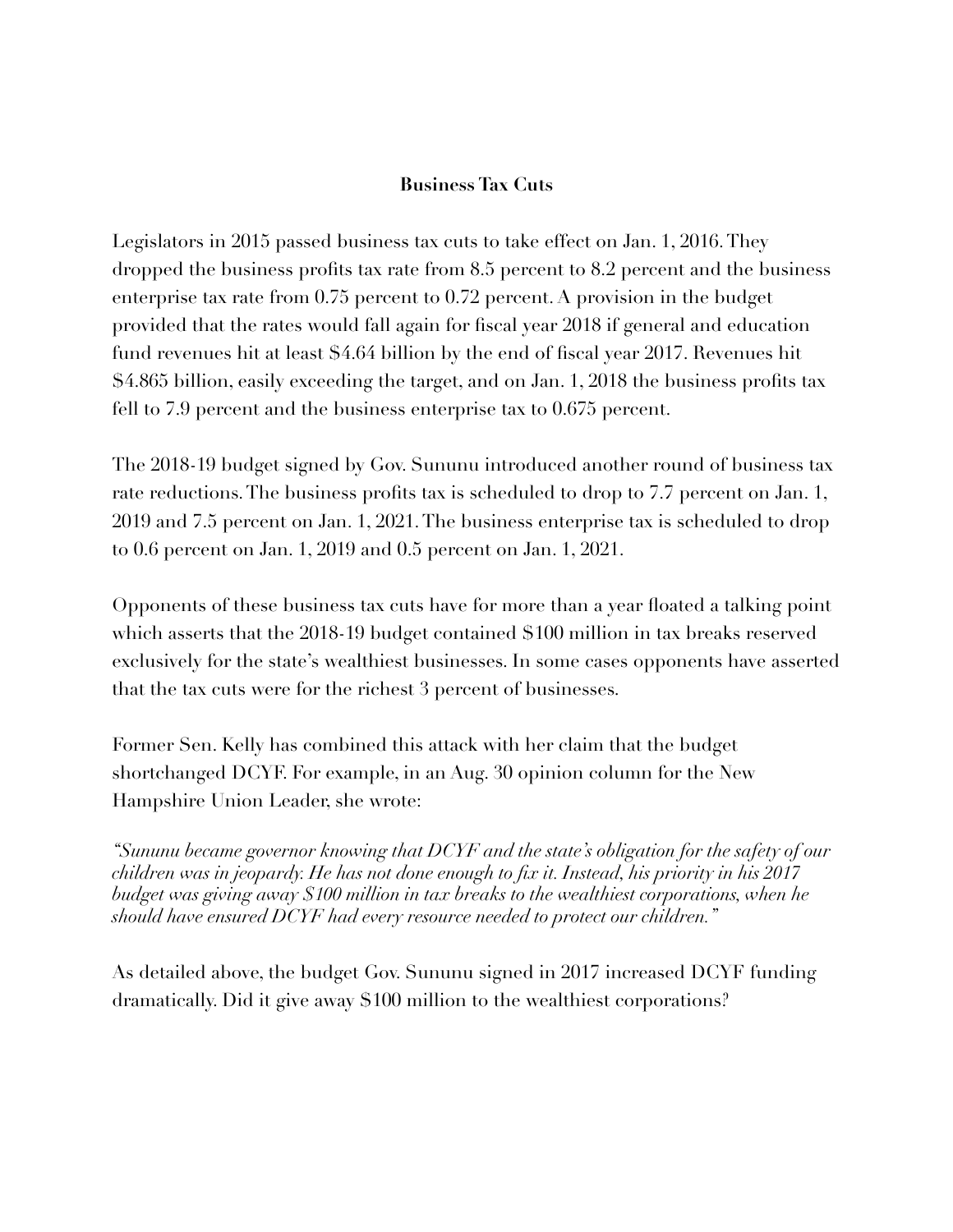## Business Tax Cuts

Legislators in 2015 passed business tax cuts to take effect on Jan. 1, 2016. They dropped the business profits tax rate from 8.5 percent to 8.2 percent and the business enterprise tax rate from 0.75 percent to 0.72 percent. A provision in the budget provided that the rates would fall again for fiscal year 2018 if general and education fund revenues hit at least $4.64 billion by the end of fiscal year 2017. Revenues hit $4.865 billion, easily exceeding the target, and on Jan. 1, 2018 the business profits tax fell to 7.9 percent and the business enterprise tax to 0.675 percent.

The 2018-19 budget signed by Gov. Sununu introduced another round of business tax rate reductions. The business profits tax is scheduled to drop to 7.7 percent on Jan. 1, 2019 and 7.5 percent on Jan. 1, 2021. The business enterprise tax is scheduled to drop to 0.6 percent on Jan. 1, 2019 and 0.5 percent on Jan. 1, 2021.

Opponents of these business tax cuts have for more than a year floated a talking point which asserts that the 2018-19 budget contained $100 million in tax breaks reserved exclusively for the state's wealthiest businesses. In some cases opponents have asserted that the tax cuts were for the richest 3 percent of businesses.

Former Sen. Kelly has combined this attack with her claim that the budget shortchanged DCYF. For example, in an Aug. 30 opinion column for the New Hampshire Union Leader, she wrote:

*"Sununu became governor knowing that DCYF and the state's obligation for the safety of our children was in jeopardy. He has not done enough to fix it. Instead, his priority in his 2017 budget was giving away $100 million in tax breaks to the wealthiest corporations, when he should have ensured DCYF had every resource needed to protect our children."*

As detailed above, the budget Gov. Sununu signed in 2017 increased DCYF funding dramatically. Did it give away $100 million to the wealthiest corporations?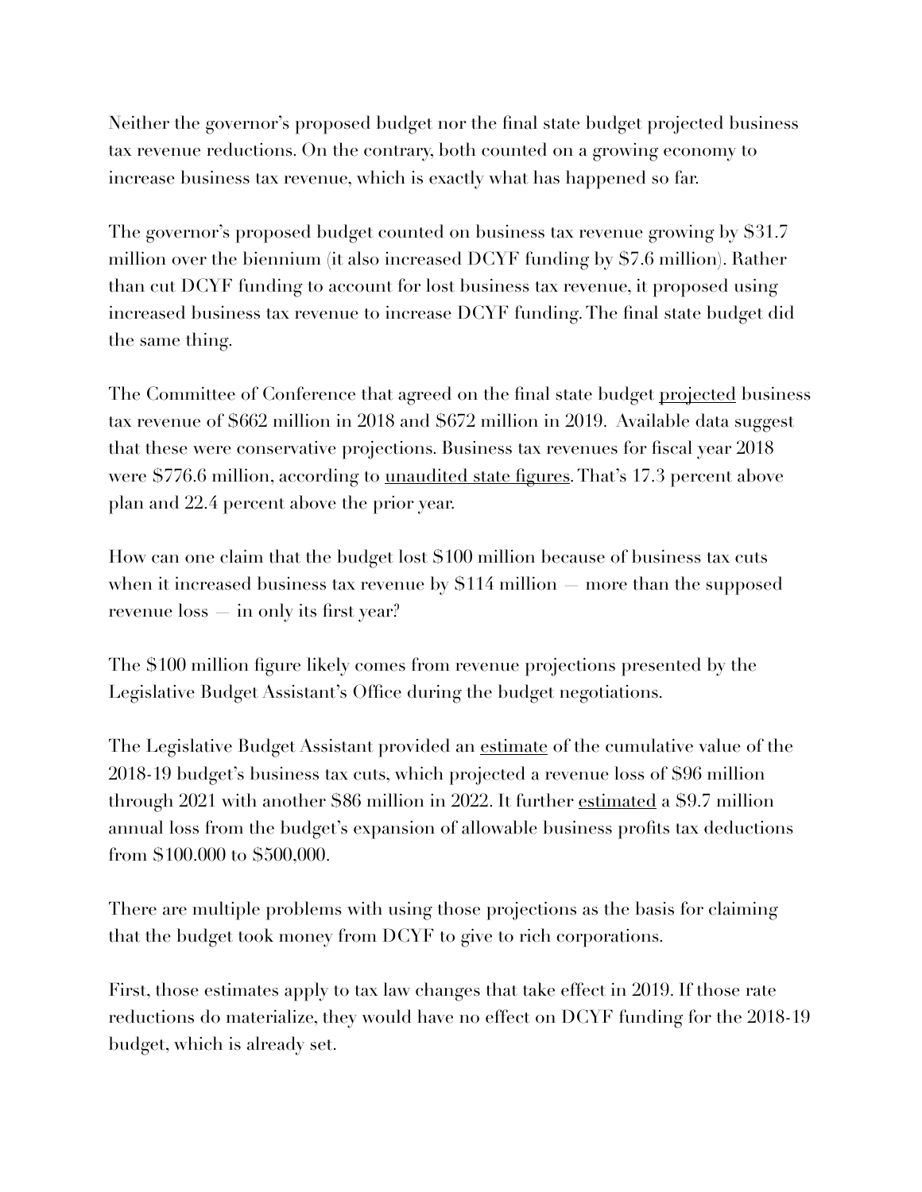Neither the governor's proposed budget nor the final state budget projected business tax revenue reductions. On the contrary, both counted on a growing economy to increase business tax revenue, which is exactly what has happened so far.

The governor's proposed budget counted on business tax revenue growing by $31.7 million over the biennium (it also increased DCYF funding by $7.6 million). Rather than cut DCYF funding to account for lost business tax revenue, it proposed using increased business tax revenue to increase DCYF funding. The final state budget did the same thing.

The Committee of Conference that agreed on the final state budget projected business tax revenue of $662 million in 2018 and $672 million in 2019. Available data suggest that these were conservative projections. Business tax revenues for fiscal year 2018 were $776.6 million, according to unaudited state figures. That's 17.3 percent above plan and 22.4 percent above the prior year.

How can one claim that the budget lost $100 million because of business tax cuts when it increased business tax revenue by $114 million — more than the supposed revenue loss — in only its first year?

The $100 million figure likely comes from revenue projections presented by the Legislative Budget Assistant's Office during the budget negotiations.

The Legislative Budget Assistant provided an estimate of the cumulative value of the 2018-19 budget's business tax cuts, which projected a revenue loss of $96 million through 2021 with another $86 million in 2022. It further estimated a $9.7 million annual loss from the budget's expansion of allowable business profits tax deductions from $100.000 to $500,000.

There are multiple problems with using those projections as the basis for claiming that the budget took money from DCYF to give to rich corporations.

First, those estimates apply to tax law changes that take effect in 2019. If those rate reductions do materialize, they would have no effect on DCYF funding for the 2018-19 budget, which is already set.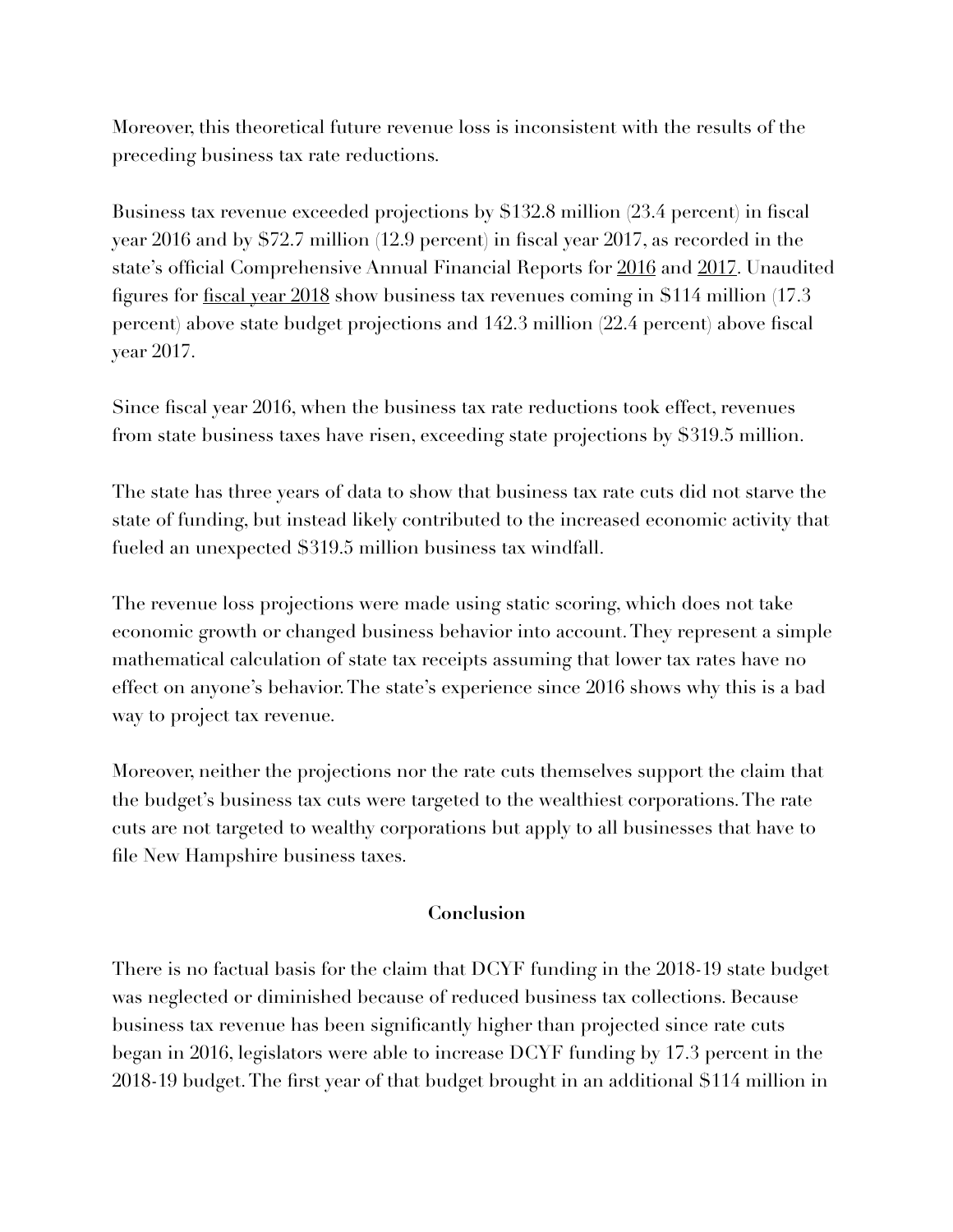Moreover, this theoretical future revenue loss is inconsistent with the results of the preceding business tax rate reductions.

Business tax revenue exceeded projections by $132.8 million (23.4 percent) in fiscal year 2016 and by $72.7 million (12.9 percent) in fiscal year 2017, as recorded in the state's official Comprehensive Annual Financial Reports for 2016 and 2017. Unaudited figures for fiscal year 2018 show business tax revenues coming in $114 million (17.3 percent) above state budget projections and 142.3 million (22.4 percent) above fiscal year 2017.

Since fiscal year 2016, when the business tax rate reductions took effect, revenues from state business taxes have risen, exceeding state projections by $319.5 million.

The state has three years of data to show that business tax rate cuts did not starve the state of funding, but instead likely contributed to the increased economic activity that fueled an unexpected $319.5 million business tax windfall.

The revenue loss projections were made using static scoring, which does not take economic growth or changed business behavior into account. They represent a simple mathematical calculation of state tax receipts assuming that lower tax rates have no effect on anyone's behavior. The state's experience since 2016 shows why this is a bad way to project tax revenue.

Moreover, neither the projections nor the rate cuts themselves support the claim that the budget's business tax cuts were targeted to the wealthiest corporations. The rate cuts are not targeted to wealthy corporations but apply to all businesses that have to file New Hampshire business taxes.

## Conclusion

There is no factual basis for the claim that DCYF funding in the 2018-19 state budget was neglected or diminished because of reduced business tax collections. Because business tax revenue has been significantly higher than projected since rate cuts began in 2016, legislators were able to increase DCYF funding by 17.3 percent in the 2018-19 budget. The first year of that budget brought in an additional $114 million in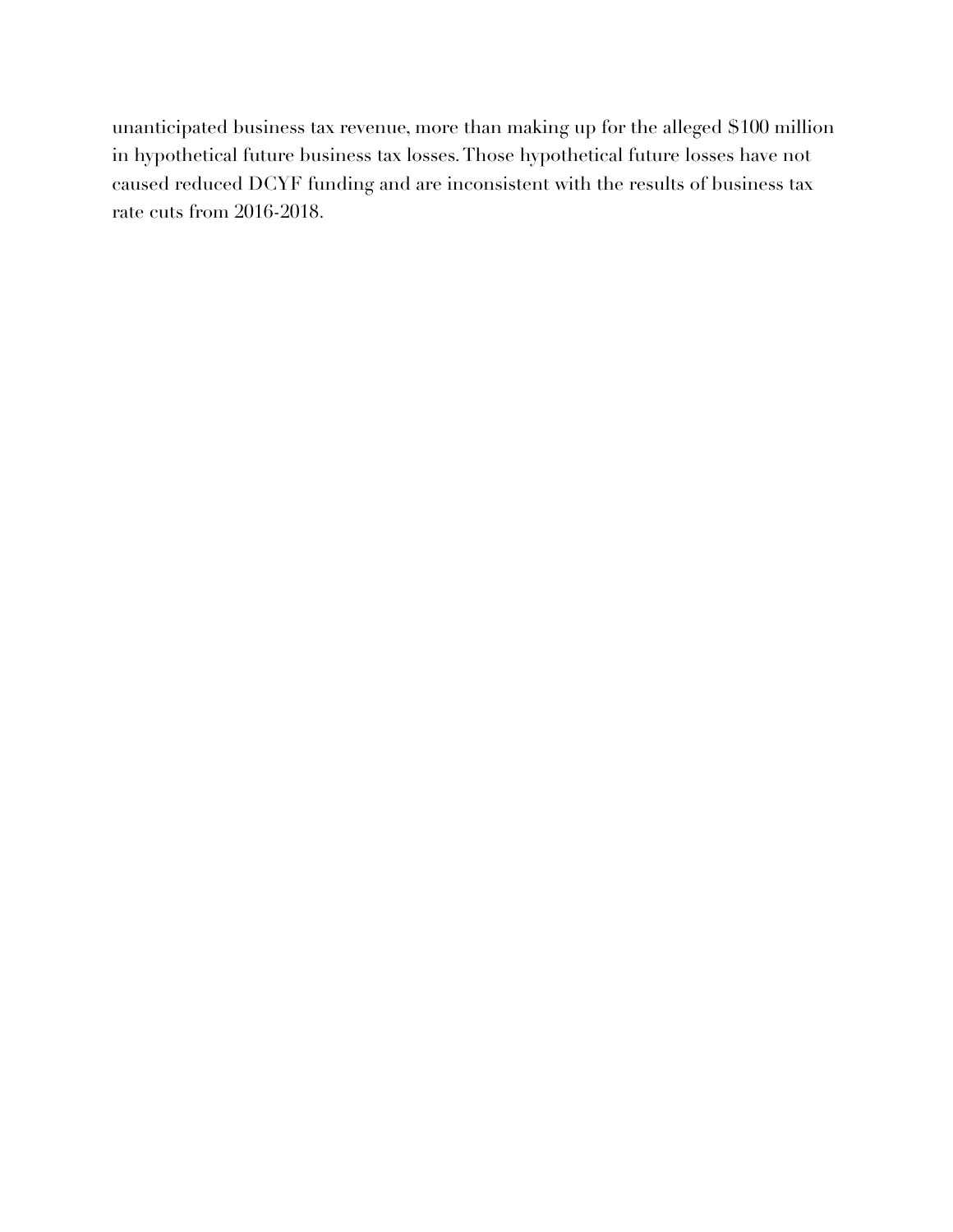unanticipated business tax revenue, more than making up for the alleged $100 million in hypothetical future business tax losses. Those hypothetical future losses have not caused reduced DCYF funding and are inconsistent with the results of business tax rate cuts from 2016-2018.